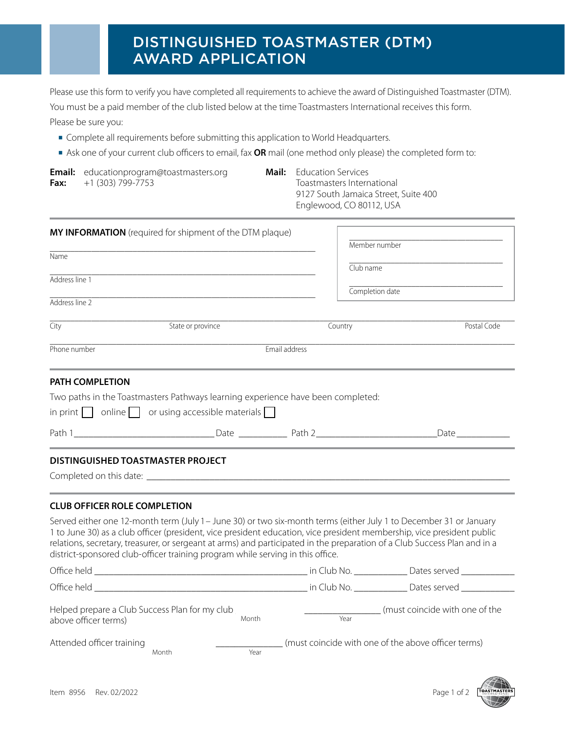# DISTINGUISHED TOASTMASTER (DTM) AWARD APPLICATION

Please use this form to verify you have completed all requirements to achieve the award of Distinguished Toastmaster (DTM).

You must be a paid member of the club listed below at the time Toastmasters International receives this form.

Please be sure you:

- Complete all requirements before submitting this application to World Headquarters.
- Ask one of your current club officers to email, fax **OR** mail (one method only please) the completed form to:

**Email:** educationprogram@toastmasters.org
**Fax:** +1 (303) 799-7753

**Mail:** Education Services
Toastmasters International
9127 South Jamaica Street, Suite 400
Englewood, CO 80112, USA

---

**MY INFORMATION** (required for shipment of the DTM plaque)

______________________________
Name

______________________________
Address line 1

______________________________
Address line 2

______________________________
Member number

______________________________
Club name

______________________________
Completion date

______________________________
City | State or province | Country | Postal Code

______________________________
Phone number | Email address

---

**PATH COMPLETION**

Two paths in the Toastmasters Pathways learning experience have been completed:

in print ☐ online ☐ or using accessible materials ☐

Path 1______________________ Date __________ Path 2______________________ Date __________

---

**DISTINGUISHED TOASTMASTER PROJECT**

Completed on this date: ______________________________

---

**CLUB OFFICER ROLE COMPLETION**

Served either one 12-month term (July 1 – June 30) or two six-month terms (either July 1 to December 31 or January 1 to June 30) as a club officer (president, vice president education, vice president membership, vice president public relations, secretary, treasurer, or sergeant at arms) and participated in the preparation of a Club Success Plan and in a district-sponsored club-officer training program while serving in this office.

Office held ______________________ in Club No. __________ Dates served __________

Office held ______________________ in Club No. __________ Dates served __________

Helped prepare a Club Success Plan for my club ________ Month ________ Year (must coincide with one of the above officer terms)

Attended officer training ________ Month ________ Year (must coincide with one of the above officer terms)

Item 8956 Rev. 02/2022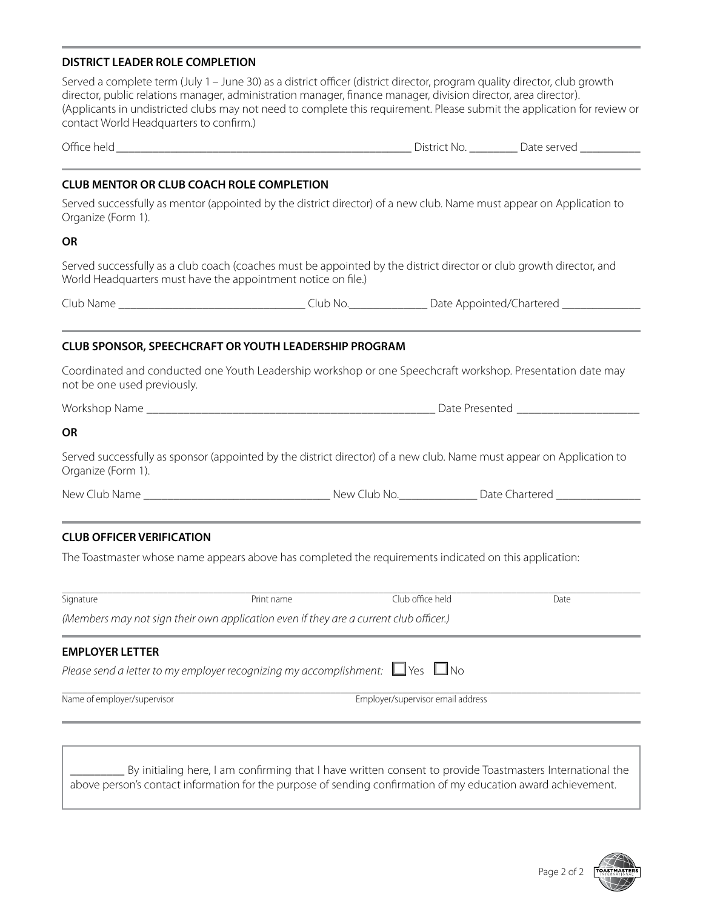## DISTRICT LEADER ROLE COMPLETION

Served a complete term (July 1 – June 30) as a district officer (district director, program quality director, club growth director, public relations manager, administration manager, finance manager, division director, area director). (Applicants in undistricted clubs may not need to complete this requirement. Please submit the application for review or contact World Headquarters to confirm.)

Office held ______________________________________________ District No. ________ Date served ___________

## CLUB MENTOR OR CLUB COACH ROLE COMPLETION

Served successfully as mentor (appointed by the district director) of a new club. Name must appear on Application to Organize (Form 1).

**OR**

Served successfully as a club coach (coaches must be appointed by the district director or club growth director, and World Headquarters must have the appointment notice on file.)

Club Name _________________________________ Club No.______________ Date Appointed/Chartered ______________

## CLUB SPONSOR, SPEECHCRAFT OR YOUTH LEADERSHIP PROGRAM

Coordinated and conducted one Youth Leadership workshop or one Speechcraft workshop. Presentation date may not be one used previously.

Workshop Name ___________________________________________________ Date Presented _____________________

**OR**

Served successfully as sponsor (appointed by the district director) of a new club. Name must appear on Application to Organize (Form 1).

New Club Name _________________________________ New Club No.______________ Date Chartered _______________

## CLUB OFFICER VERIFICATION

The Toastmaster whose name appears above has completed the requirements indicated on this application:

_____________________________________________________________________________________________

Signature Print name Club office held Date

*(Members may not sign their own application even if they are a current club officer.)*

## EMPLOYER LETTER

*Please send a letter to my employer recognizing my accomplishment:* ☐ Yes ☐ No

_____________________________________________________________________________________________

Name of employer/supervisor Employer/supervisor email address

_________ By initialing here, I am confirming that I have written consent to provide Toastmasters International the above person's contact information for the purpose of sending confirmation of my education award achievement.